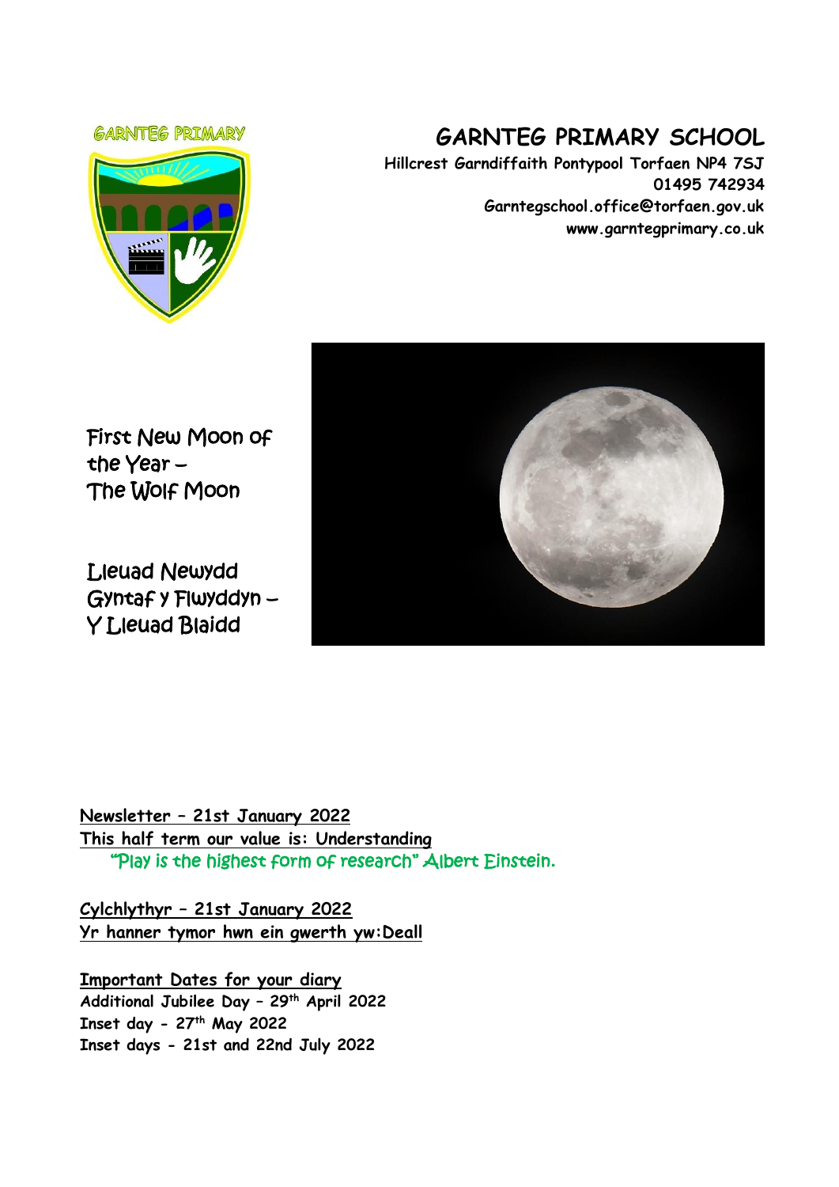# GARNTEG PRIMARY SCHOOL

**Hillcrest Garndiffaith Pontypool Torfaen NP4 7SJ**
**01495 742934**
**Garntegschool.office@torfaen.gov.uk**
**www.garntegprimary.co.uk**

First New Moon of the Year –
The Wolf Moon

Lleuad Newydd Gyntaf y Flwyddyn –
Y Lleuad Blaidd

**Newsletter – 21st January 2022**
**This half term our value is: Understanding**
"Play is the highest form of research" Albert Einstein.

**Cylchlythyr – 21st January 2022**
**Yr hanner tymor hwn ein gwerth yw:Deall**

**Important Dates for your diary**
**Additional Jubilee Day – 29th April 2022**
**Inset day - 27th May 2022**
**Inset days - 21st and 22nd July 2022**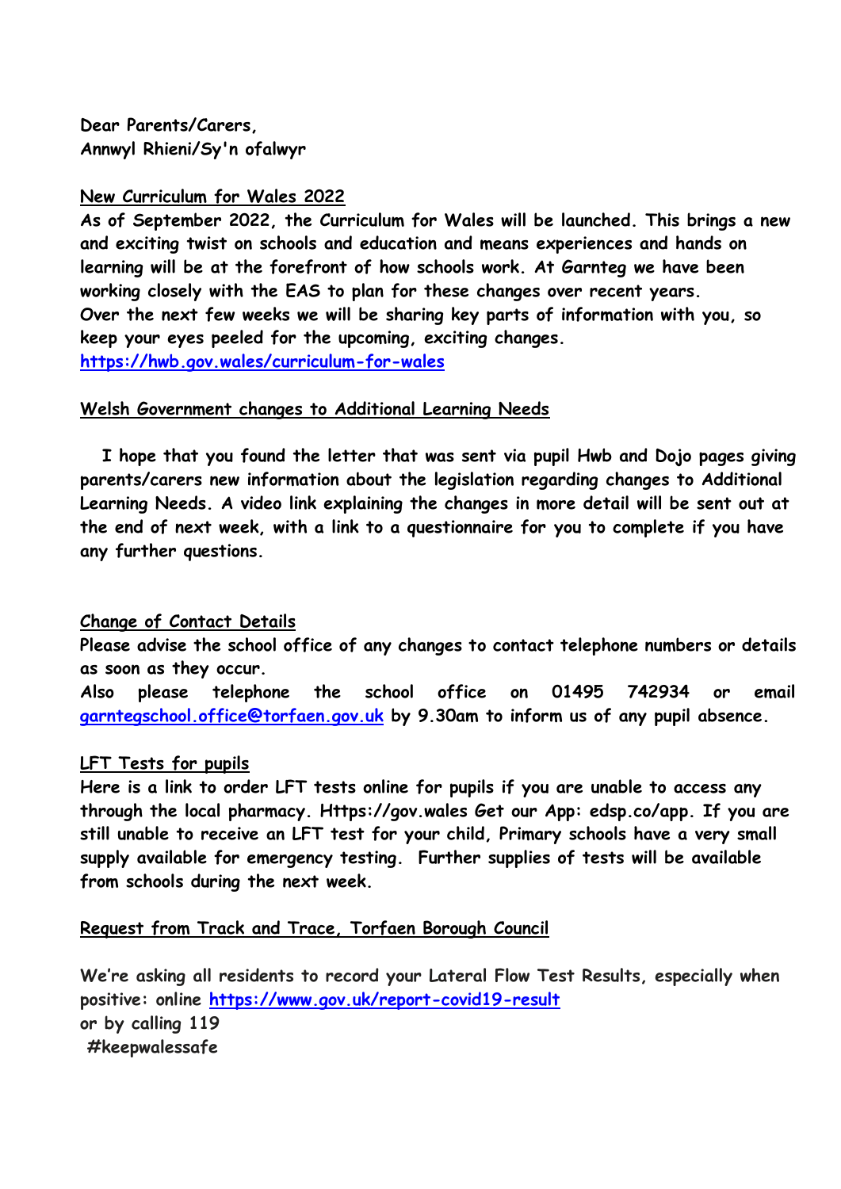**Dear Parents/Carers,**
**Annwyl Rhieni/Sy'n ofalwyr**

**New Curriculum for Wales 2022**

**As of September 2022, the Curriculum for Wales will be launched. This brings a new and exciting twist on schools and education and means experiences and hands on learning will be at the forefront of how schools work. At Garnteg we have been working closely with the EAS to plan for these changes over recent years. Over the next few weeks we will be sharing key parts of information with you, so keep your eyes peeled for the upcoming, exciting changes.**
**https://hwb.gov.wales/curriculum-for-wales**

**Welsh Government changes to Additional Learning Needs**

**I hope that you found the letter that was sent via pupil Hwb and Dojo pages giving parents/carers new information about the legislation regarding changes to Additional Learning Needs. A video link explaining the changes in more detail will be sent out at the end of next week, with a link to a questionnaire for you to complete if you have any further questions.**

**Change of Contact Details**

**Please advise the school office of any changes to contact telephone numbers or details as soon as they occur.**
**Also please telephone the school office on 01495 742934 or email garntegschool.office@torfaen.gov.uk by 9.30am to inform us of any pupil absence.**

**LFT Tests for pupils**

**Here is a link to order LFT tests online for pupils if you are unable to access any through the local pharmacy. Https://gov.wales Get our App: edsp.co/app. If you are still unable to receive an LFT test for your child, Primary schools have a very small supply available for emergency testing. Further supplies of tests will be available from schools during the next week.**

**Request from Track and Trace, Torfaen Borough Council**

**We're asking all residents to record your Lateral Flow Test Results, especially when positive: online https://www.gov.uk/report-covid19-result**
**or by calling 119**
**#keepwalessafe**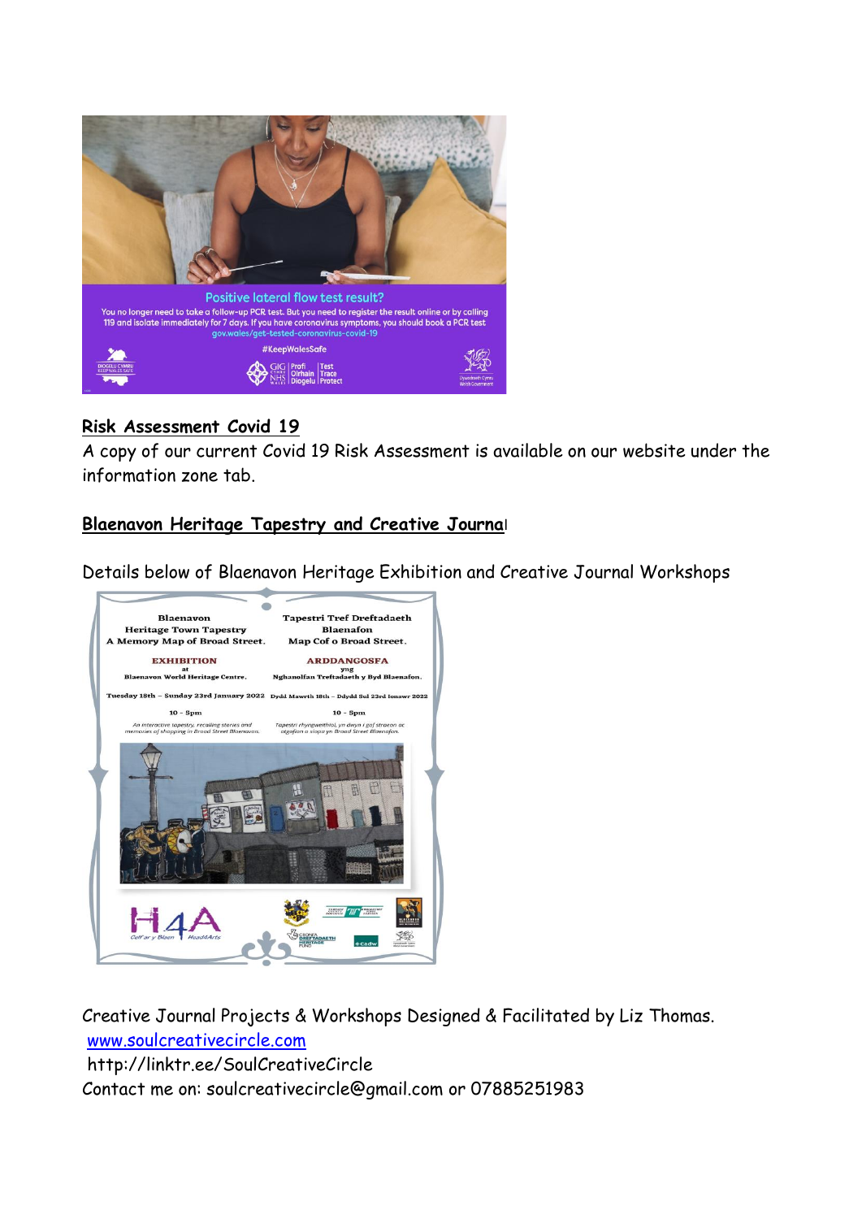Positive lateral flow test result?

You no longer need to take a follow-up PCR test. But you need to register the result online or by calling 119 and isolate immediately for 7 days. If you have coronavirus symptoms, you should book a PCR test gov.wales/get-tested-coronavirus-covid-19

#KeepWalesSafe

## Risk Assessment Covid 19

A copy of our current Covid 19 Risk Assessment is available on our website under the information zone tab.

## Blaenavon Heritage Tapestry and Creative Journal

Details below of Blaenavon Heritage Exhibition and Creative Journal Workshops

Blaenavon
Heritage Town Tapestry
A Memory Map of Broad Street.

EXHIBITION
at
Blaenavon World Heritage Centre.

Tuesday 18th – Sunday 23rd January 2022

10 – 5pm

*An interactive tapestry, recalling stories and memories of shopping in Broad Street Blaenavon.*

Tapestri Tref Dreftadaeth
Blaenafon
Map Cof o Broad Street.

ARDDANGOSFA
yng
Nghanolfan Treftadaeth y Byd Blaenafon.

Dydd Mawrth 18th – Ddydd Sul 23rd Ionawr 2022

10 – 5pm

*Tapestri rhyngweithiol, yn dwyn i gof straeon ac atgofion o siopa yn Broad Street Blaenafon.*

Creative Journal Projects & Workshops Designed & Facilitated by Liz Thomas.
[www.soulcreativecircle.com](http://www.soulcreativecircle.com)
http://linktr.ee/SoulCreativeCircle
Contact me on: soulcreativecircle@gmail.com or 07885251983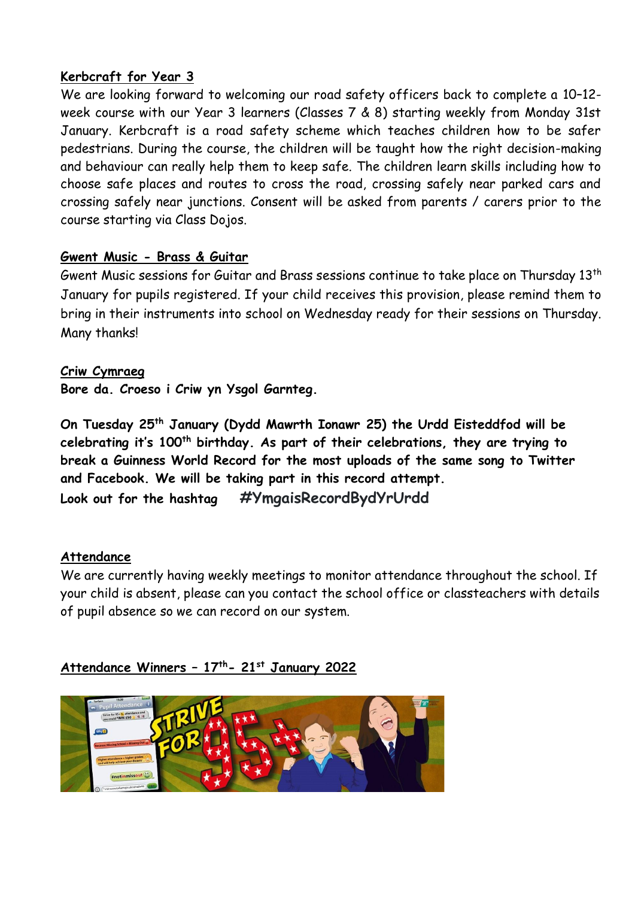## Kerbcraft for Year 3

We are looking forward to welcoming our road safety officers back to complete a 10–12-week course with our Year 3 learners (Classes 7 & 8) starting weekly from Monday 31st January. Kerbcraft is a road safety scheme which teaches children how to be safer pedestrians. During the course, the children will be taught how the right decision-making and behaviour can really help them to keep safe. The children learn skills including how to choose safe places and routes to cross the road, crossing safely near parked cars and crossing safely near junctions. Consent will be asked from parents / carers prior to the course starting via Class Dojos.

## Gwent Music - Brass & Guitar

Gwent Music sessions for Guitar and Brass sessions continue to take place on Thursday 13th January for pupils registered. If your child receives this provision, please remind them to bring in their instruments into school on Wednesday ready for their sessions on Thursday. Many thanks!

## Criw Cymraeg

**Bore da. Croeso i Criw yn Ysgol Garnteg.**

**On Tuesday 25th January (Dydd Mawrth Ionawr 25) the Urdd Eisteddfod will be celebrating it's 100th birthday. As part of their celebrations, they are trying to break a Guinness World Record for the most uploads of the same song to Twitter and Facebook. We will be taking part in this record attempt.**

**Look out for the hashtag #YmgaisRecordBydYrUrdd**

## Attendance

We are currently having weekly meetings to monitor attendance throughout the school. If your child is absent, please can you contact the school office or classteachers with details of pupil absence so we can record on our system.

## Attendance Winners – 17th- 21st January 2022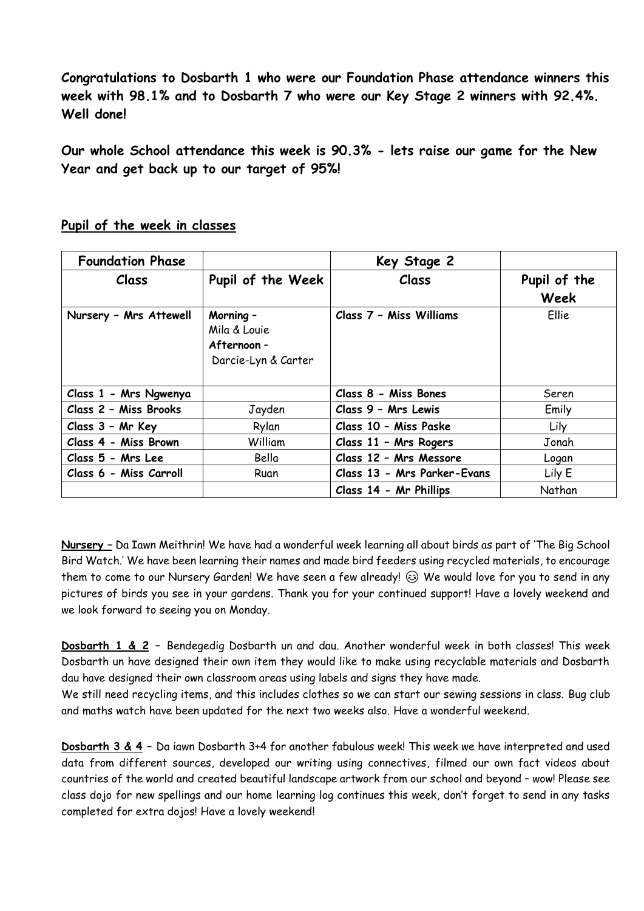**Congratulations to Dosbarth 1 who were our Foundation Phase attendance winners this week with 98.1% and to Dosbarth 7 who were our Key Stage 2 winners with 92.4%. Well done!**

**Our whole School attendance this week is 90.3% - lets raise our game for the New Year and get back up to our target of 95%!**

## Pupil of the week in classes

| Foundation Phase | | Key Stage 2 | |
|---|---|---|---|
| **Class** | **Pupil of the Week** | **Class** | **Pupil of the Week** |
| **Nursery – Mrs Attewell** | **Morning –** Mila & Louie **Afternoon –** Darcie-Lyn & Carter | **Class 7 – Miss Williams** | Ellie |
| **Class 1 - Mrs Ngwenya** | | **Class 8 - Miss Bones** | Seren |
| **Class 2 – Miss Brooks** | Jayden | **Class 9 – Mrs Lewis** | Emily |
| **Class 3 – Mr Key** | Rylan | **Class 10 – Miss Paske** | Lily |
| **Class 4 - Miss Brown** | William | **Class 11 – Mrs Rogers** | Jonah |
| **Class 5 - Mrs Lee** | Bella | **Class 12 – Mrs Messore** | Logan |
| **Class 6 - Miss Carroll** | Ruan | **Class 13 - Mrs Parker-Evans** | Lily E |
| | | **Class 14 - Mr Phillips** | Nathan |

**Nursery –** Da Iawn Meithrin! We have had a wonderful week learning all about birds as part of 'The Big School Bird Watch.' We have been learning their names and made bird feeders using recycled materials, to encourage them to come to our Nursery Garden! We have seen a few already! 😊 We would love for you to send in any pictures of birds you see in your gardens. Thank you for your continued support! Have a lovely weekend and we look forward to seeing you on Monday.

**Dosbarth 1 & 2 –** Bendegedig Dosbarth un and dau. Another wonderful week in both classes! This week Dosbarth un have designed their own item they would like to make using recyclable materials and Dosbarth dau have designed their own classroom areas using labels and signs they have made.
We still need recycling items, and this includes clothes so we can start our sewing sessions in class. Bug club and maths watch have been updated for the next two weeks also. Have a wonderful weekend.

**Dosbarth 3 & 4 –** Da iawn Dosbarth 3+4 for another fabulous week! This week we have interpreted and used data from different sources, developed our writing using connectives, filmed our own fact videos about countries of the world and created beautiful landscape artwork from our school and beyond – wow! Please see class dojo for new spellings and our home learning log continues this week, don't forget to send in any tasks completed for extra dojos! Have a lovely weekend!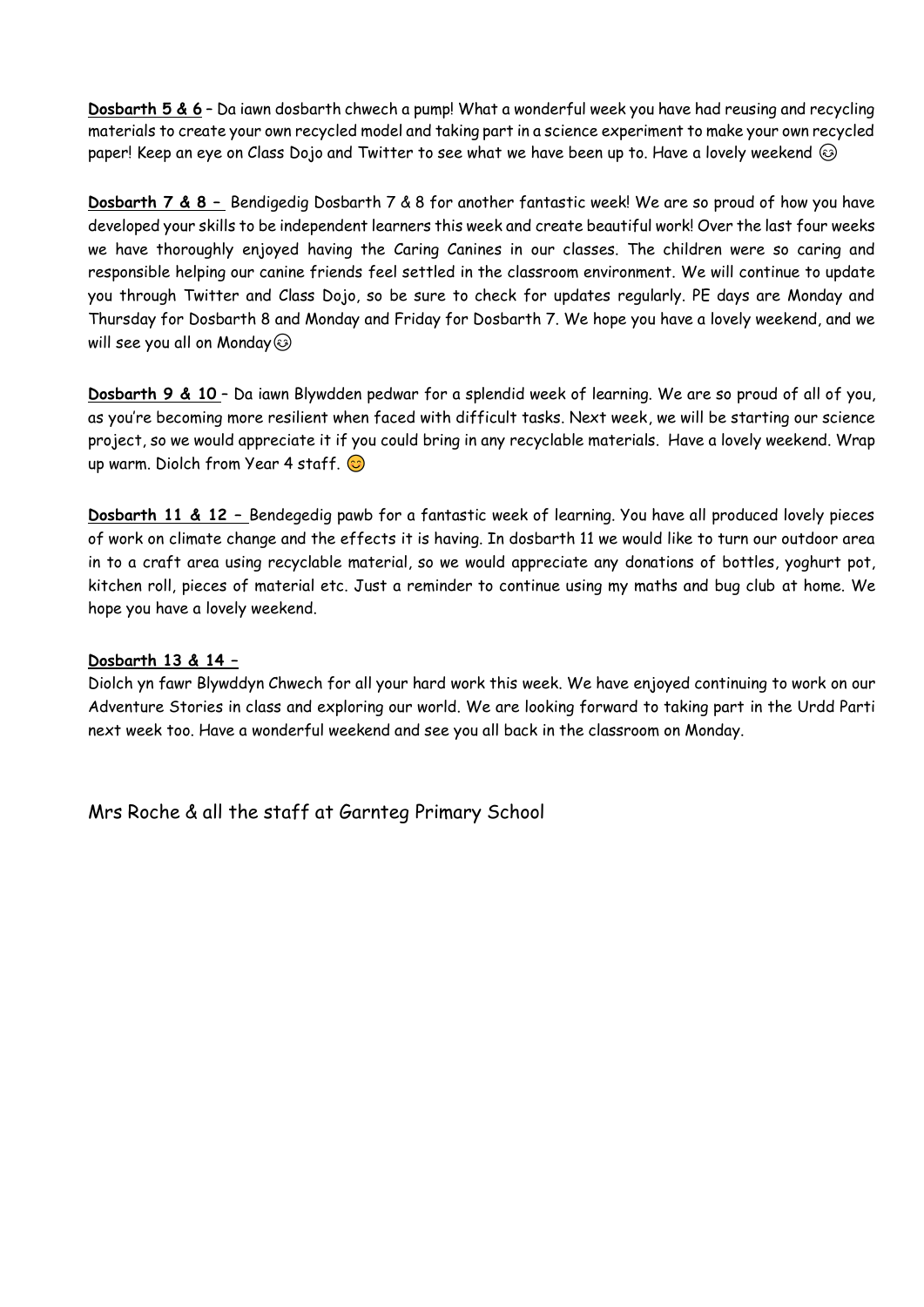**Dosbarth 5 & 6** – Da iawn dosbarth chwech a pump! What a wonderful week you have had reusing and recycling materials to create your own recycled model and taking part in a science experiment to make your own recycled paper! Keep an eye on Class Dojo and Twitter to see what we have been up to. Have a lovely weekend 😉

**Dosbarth 7 & 8 –** Bendigedig Dosbarth 7 & 8 for another fantastic week! We are so proud of how you have developed your skills to be independent learners this week and create beautiful work! Over the last four weeks we have thoroughly enjoyed having the Caring Canines in our classes. The children were so caring and responsible helping our canine friends feel settled in the classroom environment. We will continue to update you through Twitter and Class Dojo, so be sure to check for updates regularly. PE days are Monday and Thursday for Dosbarth 8 and Monday and Friday for Dosbarth 7. We hope you have a lovely weekend, and we will see you all on Monday😉

**Dosbarth 9 & 10** – Da iawn Blywdden pedwar for a splendid week of learning. We are so proud of all of you, as you're becoming more resilient when faced with difficult tasks. Next week, we will be starting our science project, so we would appreciate it if you could bring in any recyclable materials. Have a lovely weekend. Wrap up warm. Diolch from Year 4 staff. 😊

**Dosbarth 11 & 12 –** Bendegedig pawb for a fantastic week of learning. You have all produced lovely pieces of work on climate change and the effects it is having. In dosbarth 11 we would like to turn our outdoor area in to a craft area using recyclable material, so we would appreciate any donations of bottles, yoghurt pot, kitchen roll, pieces of material etc. Just a reminder to continue using my maths and bug club at home. We hope you have a lovely weekend.

**Dosbarth 13 & 14 –**

Diolch yn fawr Blywddyn Chwech for all your hard work this week. We have enjoyed continuing to work on our Adventure Stories in class and exploring our world. We are looking forward to taking part in the Urdd Parti next week too. Have a wonderful weekend and see you all back in the classroom on Monday.

Mrs Roche & all the staff at Garnteg Primary School